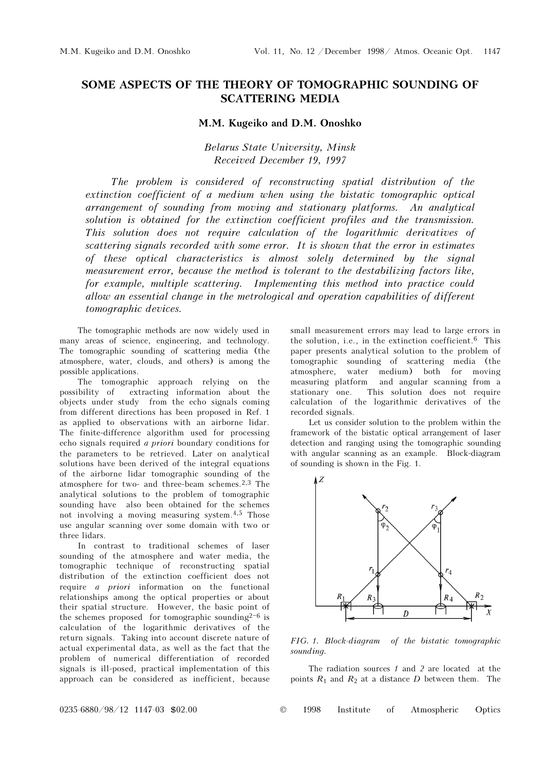# SOME ASPECTS OF THE THEORY OF TOMOGRAPHIC SOUNDING OF SCATTERING MEDIA

**M.M. Kugeiko and D.M. Onoshko**

*Belarus State University, Minsk*
*Received December 19, 1997*

*The problem is considered of reconstructing spatial distribution of the extinction coefficient of a medium when using the bistatic tomographic optical arrangement of sounding from moving and stationary platforms. An analytical solution is obtained for the extinction coefficient profiles and the transmission. This solution does not require calculation of the logarithmic derivatives of scattering signals recorded with some error. It is shown that the error in estimates of these optical characteristics is almost solely determined by the signal measurement error, because the method is tolerant to the destabilizing factors like, for example, multiple scattering. Implementing this method into practice could allow an essential change in the metrological and operation capabilities of different tomographic devices.*

The tomographic methods are now widely used in many areas of science, engineering, and technology. The tomographic sounding of scattering media (the atmosphere, water, clouds, and others) is among the possible applications.

The tomographic approach relying on the possibility of extracting information about the objects under study from the echo signals coming from different directions has been proposed in Ref. 1 as applied to observations with an airborne lidar. The finite-difference algorithm used for processing echo signals required *a priori* boundary conditions for the parameters to be retrieved. Later on analytical solutions have been derived of the integral equations of the airborne lidar tomographic sounding of the atmosphere for two- and three-beam schemes.[2,3] The analytical solutions to the problem of tomographic sounding have also been obtained for the schemes not involving a moving measuring system.[4,5] Those use angular scanning over some domain with two or three lidars.

In contrast to traditional schemes of laser sounding of the atmosphere and water media, the tomographic technique of reconstructing spatial distribution of the extinction coefficient does not require *a priori* information on the functional relationships among the optical properties or about their spatial structure. However, the basic point of the schemes proposed for tomographic sounding[2–6] is calculation of the logarithmic derivatives of the return signals. Taking into account discrete nature of actual experimental data, as well as the fact that the problem of numerical differentiation of recorded signals is ill-posed, practical implementation of this approach can be considered as inefficient, because small measurement errors may lead to large errors in the solution, i.e., in the extinction coefficient.[6] This paper presents analytical solution to the problem of tomographic sounding of scattering media (the atmosphere, water medium) both for moving measuring platform and angular scanning from a stationary one. This solution does not require calculation of the logarithmic derivatives of the recorded signals.

Let us consider solution to the problem within the framework of the bistatic optical arrangement of laser detection and ranging using the tomographic sounding with angular scanning as an example. Block-diagram of sounding is shown in the Fig. 1.

*FIG. 1. Block-diagram of the bistatic tomographic sounding.*

The radiation sources *1* and *2* are located at the points $R_1$ and $R_2$ at a distance $D$ between them. The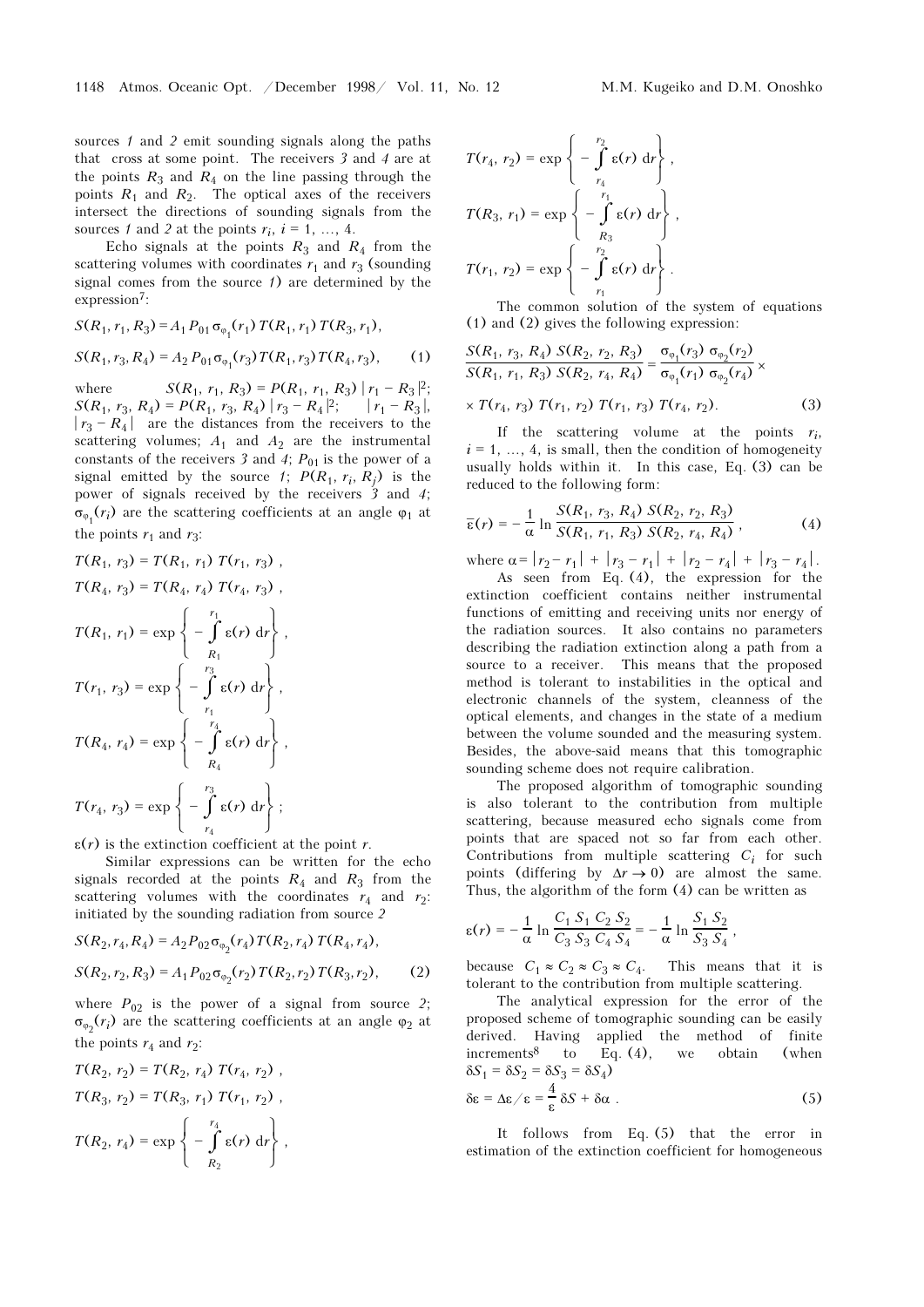sources *1* and *2* emit sounding signals along the paths that cross at some point. The receivers *3* and *4* are at the points $R_3$ and $R_4$ on the line passing through the points $R_1$ and $R_2$. The optical axes of the receivers intersect the directions of sounding signals from the sources *1* and *2* at the points $r_i$, $i = 1, ..., 4$.

Echo signals at the points $R_3$ and $R_4$ from the scattering volumes with coordinates $r_1$ and $r_3$ (sounding signal comes from the source *1*) are determined by the expression[7]:

$$S(R_1, r_1, R_3) = A_1 P_{01} \sigma_{\varphi_1}(r_1) T(R_1, r_1) T(R_3, r_1),$$

$$S(R_1, r_3, R_4) = A_2 P_{01} \sigma_{\varphi_1}(r_3) T(R_1, r_3) T(R_4, r_3), \qquad (1)$$

where $S(R_1, r_1, R_3) = P(R_1, r_1, R_3) \, |r_1 - R_3|^2$; $S(R_1, r_3, R_4) = P(R_1, r_3, R_4) \, |r_3 - R_4|^2$; $|r_1 - R_3|$, $|r_3 - R_4|$ are the distances from the receivers to the scattering volumes; $A_1$ and $A_2$ are the instrumental constants of the receivers *3* and *4*; $P_{01}$ is the power of a signal emitted by the source *1*; $P(R_1, r_i, R_j)$ is the power of signals received by the receivers *3* and *4*; $\sigma_{\varphi_1}(r_i)$ are the scattering coefficients at an angle $\varphi_1$ at the points $r_1$ and $r_3$:

$$T(R_1, r_3) = T(R_1, r_1)\, T(r_1, r_3) \,,$$

$$T(R_4, r_3) = T(R_4, r_4)\, T(r_4, r_3) \,,$$

$$T(R_1, r_1) = \exp\left\{ -\int_{R_1}^{r_1} \varepsilon(r)\, \mathrm{d}r \right\},$$

$$T(r_1, r_3) = \exp\left\{ -\int_{r_1}^{r_3} \varepsilon(r)\, \mathrm{d}r \right\},$$

$$T(R_4, r_4) = \exp\left\{ -\int_{R_4}^{r_4} \varepsilon(r)\, \mathrm{d}r \right\},$$

$$T(r_4, r_3) = \exp\left\{ -\int_{r_4}^{r_3} \varepsilon(r)\, \mathrm{d}r \right\};$$

$\varepsilon(r)$ is the extinction coefficient at the point $r$.

Similar expressions can be written for the echo signals recorded at the points $R_4$ and $R_3$ from the scattering volumes with the coordinates $r_4$ and $r_2$: initiated by the sounding radiation from source *2*

$$S(R_2, r_4, R_4) = A_2 P_{02} \sigma_{\varphi_2}(r_4) T(R_2, r_4) T(R_4, r_4),$$

$$S(R_2, r_2, R_3) = A_1 P_{02} \sigma_{\varphi_2}(r_2) T(R_2, r_2) T(R_3, r_2), \qquad (2)$$

where $P_{02}$ is the power of a signal from source *2*; $\sigma_{\varphi_2}(r_i)$ are the scattering coefficients at an angle $\varphi_2$ at the points $r_4$ and $r_2$:

$$T(R_2, r_2) = T(R_2, r_4)\, T(r_4, r_2) \,,$$

$$T(R_3, r_2) = T(R_3, r_1)\, T(r_1, r_2) \,,$$

$$T(R_2, r_4) = \exp\left\{ -\int_{R_2}^{r_4} \varepsilon(r)\, \mathrm{d}r \right\},$$

$$T(r_4, r_2) = \exp\left\{ -\int_{r_4}^{r_2} \varepsilon(r)\, \mathrm{d}r \right\},$$

$$T(R_3, r_1) = \exp\left\{ -\int_{R_3}^{r_1} \varepsilon(r)\, \mathrm{d}r \right\},$$

$$T(r_1, r_2) = \exp\left\{ -\int_{r_1}^{r_2} \varepsilon(r)\, \mathrm{d}r \right\}.$$

The common solution of the system of equations (1) and (2) gives the following expression:

$$\frac{S(R_1, r_3, R_4)\, S(R_2, r_2, R_3)}{S(R_1, r_1, R_3)\, S(R_2, r_4, R_4)} = \frac{\sigma_{\varphi_1}(r_3)\, \sigma_{\varphi_2}(r_2)}{\sigma_{\varphi_1}(r_1)\, \sigma_{\varphi_2}(r_4)} \times$$

$$\times\, T(r_4, r_3)\, T(r_1, r_2)\, T(r_1, r_3)\, T(r_4, r_2). \qquad (3)$$

If the scattering volume at the points $r_i$, $i = 1, ..., 4$, is small, then the condition of homogeneity usually holds within it. In this case, Eq. (3) can be reduced to the following form:

$$\bar{\varepsilon}(r) = -\frac{1}{\alpha} \ln \frac{S(R_1, r_3, R_4)\, S(R_2, r_2, R_3)}{S(R_1, r_1, R_3)\, S(R_2, r_4, R_4)}\,, \qquad (4)$$

where $\alpha = |r_2 - r_1| + |r_3 - r_1| + |r_2 - r_4| + |r_3 - r_4|$.

As seen from Eq. (4), the expression for the extinction coefficient contains neither instrumental functions of emitting and receiving units nor energy of the radiation sources. It also contains no parameters describing the radiation extinction along a path from a source to a receiver. This means that the proposed method is tolerant to instabilities in the optical and electronic channels of the system, cleanness of the optical elements, and changes in the state of a medium between the volume sounded and the measuring system. Besides, the above-said means that this tomographic sounding scheme does not require calibration.

The proposed algorithm of tomographic sounding is also tolerant to the contribution from multiple scattering, because measured echo signals come from points that are spaced not so far from each other. Contributions from multiple scattering $C_i$ for such points (differing by $\Delta r \to 0$) are almost the same. Thus, the algorithm of the form (4) can be written as

$$\varepsilon(r) = -\frac{1}{\alpha} \ln \frac{C_1\, S_1\, C_2\, S_2}{C_3\, S_3\, C_4\, S_4} = -\frac{1}{\alpha} \ln \frac{S_1\, S_2}{S_3\, S_4}\,,$$

because $C_1 \approx C_2 \approx C_3 \approx C_4$. This means that it is tolerant to the contribution from multiple scattering.

The analytical expression for the error of the proposed scheme of tomographic sounding can be easily derived. Having applied the method of finite increments[8] to Eq. (4), we obtain (when $\delta S_1 = \delta S_2 = \delta S_3 = \delta S_4$)

$$\delta\varepsilon = \Delta\varepsilon / \varepsilon = \frac{4}{\varepsilon}\, \delta S + \delta\alpha\,. \qquad (5)$$

It follows from Eq. (5) that the error in estimation of the extinction coefficient for homogeneous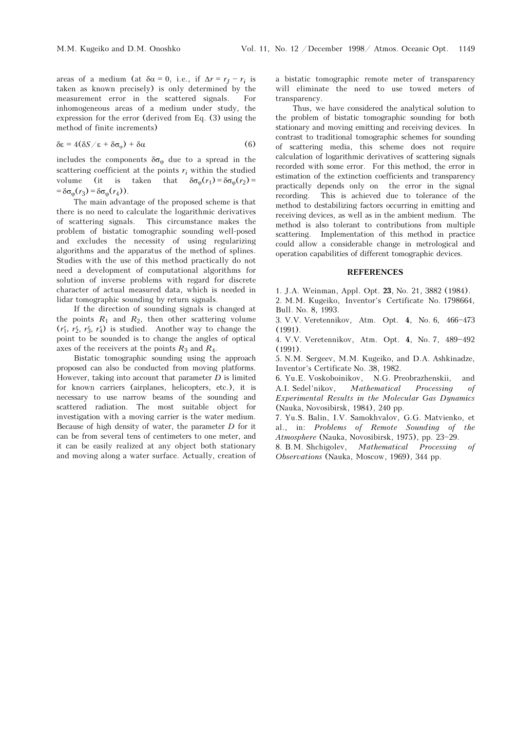areas of a medium (at $\delta\alpha = 0$, i.e., if $\Delta r = r_j - r_i$ is taken as known precisely) is only determined by the measurement error in the scattered signals. For inhomogeneous areas of a medium under study, the expression for the error (derived from Eq. (3) using the method of finite increments)

$$\delta\varepsilon = 4(\delta S / \varepsilon + \delta\sigma_\varphi) + \delta\alpha \tag{6}$$

includes the components $\delta\sigma_\varphi$ due to a spread in the scattering coefficient at the points $r_i$ within the studied volume (it is taken that $\delta\sigma_\varphi(r_1) = \delta\sigma_\varphi(r_2) = \delta\sigma_\varphi(r_3) = \delta\sigma_\varphi(r_4)$).

The main advantage of the proposed scheme is that there is no need to calculate the logarithmic derivatives of scattering signals. This circumstance makes the problem of bistatic tomographic sounding well-posed and excludes the necessity of using regularizing algorithms and the apparatus of the method of splines. Studies with the use of this method practically do not need a development of computational algorithms for solution of inverse problems with regard for discrete character of actual measured data, which is needed in lidar tomographic sounding by return signals.

If the direction of sounding signals is changed at the points $R_1$ and $R_2$, then other scattering volume ($r'_1$, $r'_2$, $r'_3$, $r'_4$) is studied. Another way to change the point to be sounded is to change the angles of optical axes of the receivers at the points $R_3$ and $R_4$.

Bistatic tomographic sounding using the approach proposed can also be conducted from moving platforms. However, taking into account that parameter $D$ is limited for known carriers (airplanes, helicopters, etc.), it is necessary to use narrow beams of the sounding and scattered radiation. The most suitable object for investigation with a moving carrier is the water medium. Because of high density of water, the parameter $D$ for it can be from several tens of centimeters to one meter, and it can be easily realized at any object both stationary and moving along a water surface. Actually, creation of a bistatic tomographic remote meter of transparency will eliminate the need to use towed meters of transparency.

Thus, we have considered the analytical solution to the problem of bistatic tomographic sounding for both stationary and moving emitting and receiving devices. In contrast to traditional tomographic schemes for sounding of scattering media, this scheme does not require calculation of logarithmic derivatives of scattering signals recorded with some error. For this method, the error in estimation of the extinction coefficients and transparency practically depends only on the error in the signal recording. This is achieved due to tolerance of the method to destabilizing factors occurring in emitting and receiving devices, as well as in the ambient medium. The method is also tolerant to contributions from multiple scattering. Implementation of this method in practice could allow a considerable change in metrological and operation capabilities of different tomographic devices.

## REFERENCES

1. J.A. Weinman, Appl. Opt. **23**, No. 21, 3882 (1984).
2. M.M. Kugeiko, Inventor's Certificate No. 1798664, Bull. No. 8, 1993.
3. V.V. Veretennikov, Atm. Opt. **4**, No. 6, 466–473 (1991).
4. V.V. Veretennikov, Atm. Opt. **4**, No. 7, 489–492 (1991).
5. N.M. Sergeev, M.M. Kugeiko, and D.A. Ashkinadze, Inventor's Certificate No. 38, 1982.
6. Yu.E. Voskoboinikov, N.G. Preobrazhenskii, and A.I. Sedel'nikov, *Mathematical Processing of Experimental Results in the Molecular Gas Dynamics* (Nauka, Novosibirsk, 1984), 240 pp.
7. Yu.S. Balin, I.V. Samokhvalov, G.G. Matvienko, et al., in: *Problems of Remote Sounding of the Atmosphere* (Nauka, Novosibirsk, 1975), pp. 23–29.
8. B.M. Shchigolev, *Mathematical Processing of Observations* (Nauka, Moscow, 1969), 344 pp.